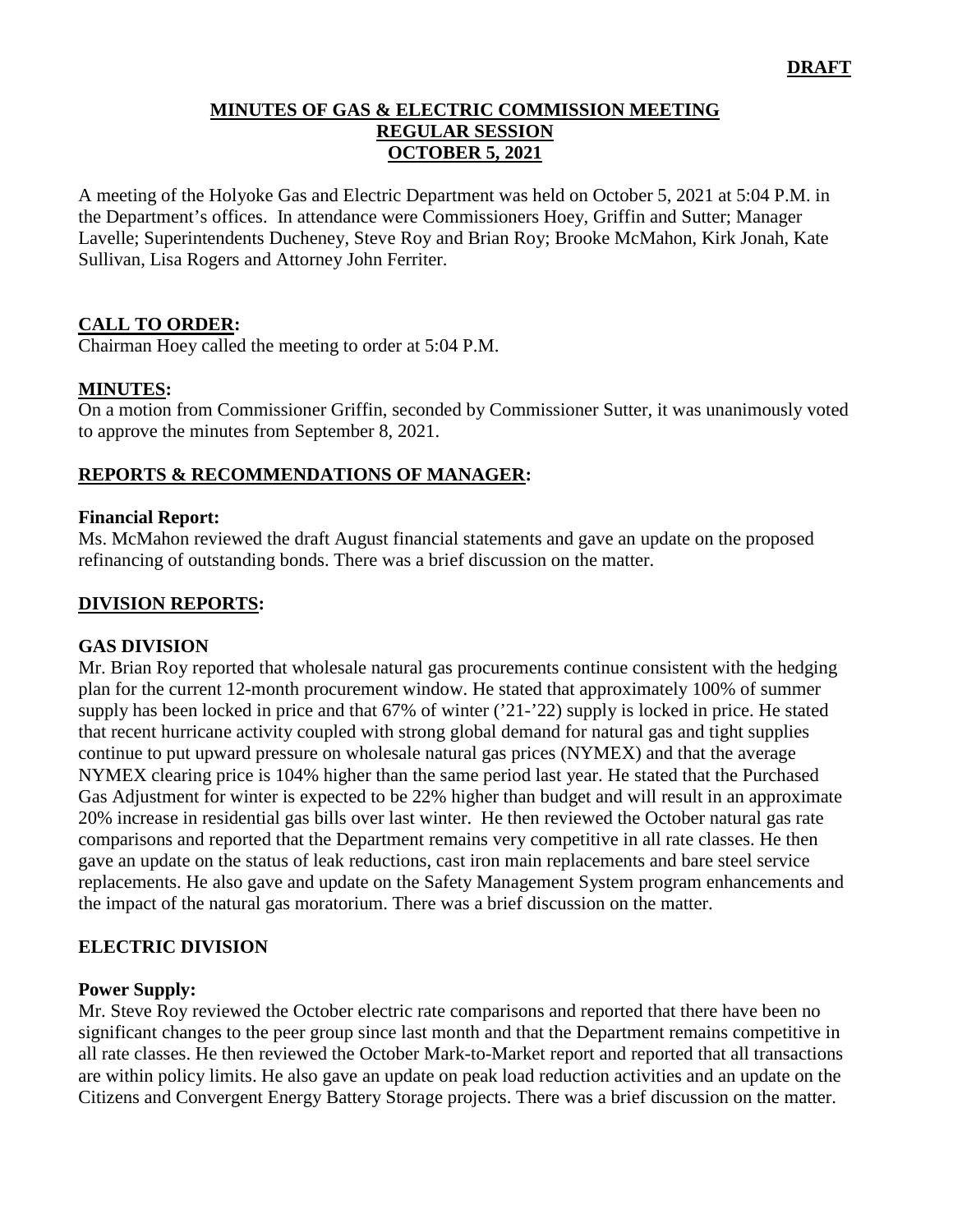**DRAFT**

# MINUTES OF GAS & ELECTRIC COMMISSION MEETING
## REGULAR SESSION
## OCTOBER 5, 2021

A meeting of the Holyoke Gas and Electric Department was held on October 5, 2021 at 5:04 P.M. in the Department's offices. In attendance were Commissioners Hoey, Griffin and Sutter; Manager Lavelle; Superintendents Ducheney, Steve Roy and Brian Roy; Brooke McMahon, Kirk Jonah, Kate Sullivan, Lisa Rogers and Attorney John Ferriter.

## CALL TO ORDER:

Chairman Hoey called the meeting to order at 5:04 P.M.

## MINUTES:

On a motion from Commissioner Griffin, seconded by Commissioner Sutter, it was unanimously voted to approve the minutes from September 8, 2021.

## REPORTS & RECOMMENDATIONS OF MANAGER:

**Financial Report:**
Ms. McMahon reviewed the draft August financial statements and gave an update on the proposed refinancing of outstanding bonds. There was a brief discussion on the matter.

## DIVISION REPORTS:

### GAS DIVISION

Mr. Brian Roy reported that wholesale natural gas procurements continue consistent with the hedging plan for the current 12-month procurement window. He stated that approximately 100% of summer supply has been locked in price and that 67% of winter ('21-'22) supply is locked in price. He stated that recent hurricane activity coupled with strong global demand for natural gas and tight supplies continue to put upward pressure on wholesale natural gas prices (NYMEX) and that the average NYMEX clearing price is 104% higher than the same period last year. He stated that the Purchased Gas Adjustment for winter is expected to be 22% higher than budget and will result in an approximate 20% increase in residential gas bills over last winter. He then reviewed the October natural gas rate comparisons and reported that the Department remains very competitive in all rate classes. He then gave an update on the status of leak reductions, cast iron main replacements and bare steel service replacements. He also gave and update on the Safety Management System program enhancements and the impact of the natural gas moratorium. There was a brief discussion on the matter.

### ELECTRIC DIVISION

**Power Supply:**
Mr. Steve Roy reviewed the October electric rate comparisons and reported that there have been no significant changes to the peer group since last month and that the Department remains competitive in all rate classes. He then reviewed the October Mark-to-Market report and reported that all transactions are within policy limits. He also gave an update on peak load reduction activities and an update on the Citizens and Convergent Energy Battery Storage projects. There was a brief discussion on the matter.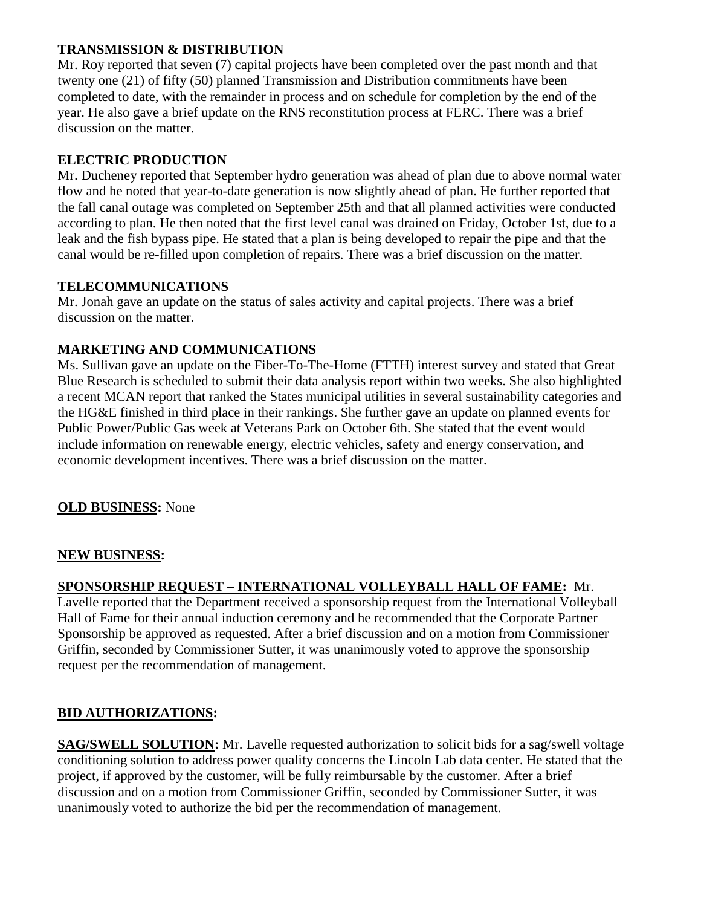**TRANSMISSION & DISTRIBUTION**

Mr. Roy reported that seven (7) capital projects have been completed over the past month and that twenty one (21) of fifty (50) planned Transmission and Distribution commitments have been completed to date, with the remainder in process and on schedule for completion by the end of the year. He also gave a brief update on the RNS reconstitution process at FERC. There was a brief discussion on the matter.

**ELECTRIC PRODUCTION**

Mr. Ducheney reported that September hydro generation was ahead of plan due to above normal water flow and he noted that year-to-date generation is now slightly ahead of plan. He further reported that the fall canal outage was completed on September 25th and that all planned activities were conducted according to plan. He then noted that the first level canal was drained on Friday, October 1st, due to a leak and the fish bypass pipe. He stated that a plan is being developed to repair the pipe and that the canal would be re-filled upon completion of repairs. There was a brief discussion on the matter.

**TELECOMMUNICATIONS**

Mr. Jonah gave an update on the status of sales activity and capital projects. There was a brief discussion on the matter.

**MARKETING AND COMMUNICATIONS**

Ms. Sullivan gave an update on the Fiber-To-The-Home (FTTH) interest survey and stated that Great Blue Research is scheduled to submit their data analysis report within two weeks. She also highlighted a recent MCAN report that ranked the States municipal utilities in several sustainability categories and the HG&E finished in third place in their rankings. She further gave an update on planned events for Public Power/Public Gas week at Veterans Park on October 6th. She stated that the event would include information on renewable energy, electric vehicles, safety and energy conservation, and economic development incentives. There was a brief discussion on the matter.

**OLD BUSINESS:** None

**NEW BUSINESS:**

**SPONSORSHIP REQUEST – INTERNATIONAL VOLLEYBALL HALL OF FAME:** Mr. Lavelle reported that the Department received a sponsorship request from the International Volleyball Hall of Fame for their annual induction ceremony and he recommended that the Corporate Partner Sponsorship be approved as requested. After a brief discussion and on a motion from Commissioner Griffin, seconded by Commissioner Sutter, it was unanimously voted to approve the sponsorship request per the recommendation of management.

**BID AUTHORIZATIONS:**

**SAG/SWELL SOLUTION:** Mr. Lavelle requested authorization to solicit bids for a sag/swell voltage conditioning solution to address power quality concerns the Lincoln Lab data center. He stated that the project, if approved by the customer, will be fully reimbursable by the customer. After a brief discussion and on a motion from Commissioner Griffin, seconded by Commissioner Sutter, it was unanimously voted to authorize the bid per the recommendation of management.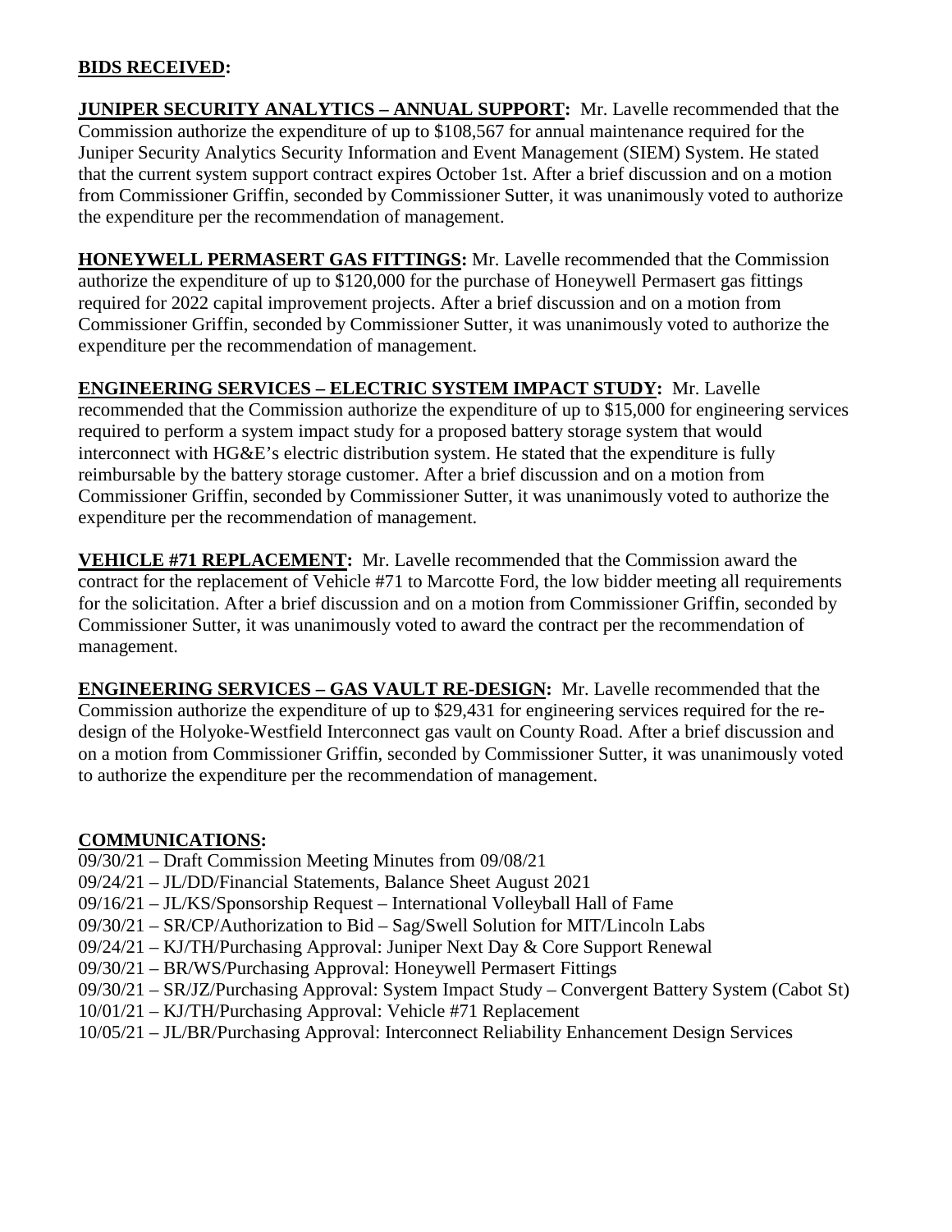**BIDS RECEIVED:**

**JUNIPER SECURITY ANALYTICS – ANNUAL SUPPORT:** Mr. Lavelle recommended that the Commission authorize the expenditure of up to $108,567 for annual maintenance required for the Juniper Security Analytics Security Information and Event Management (SIEM) System. He stated that the current system support contract expires October 1st. After a brief discussion and on a motion from Commissioner Griffin, seconded by Commissioner Sutter, it was unanimously voted to authorize the expenditure per the recommendation of management.

**HONEYWELL PERMASERT GAS FITTINGS:** Mr. Lavelle recommended that the Commission authorize the expenditure of up to $120,000 for the purchase of Honeywell Permasert gas fittings required for 2022 capital improvement projects. After a brief discussion and on a motion from Commissioner Griffin, seconded by Commissioner Sutter, it was unanimously voted to authorize the expenditure per the recommendation of management.

**ENGINEERING SERVICES – ELECTRIC SYSTEM IMPACT STUDY:** Mr. Lavelle recommended that the Commission authorize the expenditure of up to $15,000 for engineering services required to perform a system impact study for a proposed battery storage system that would interconnect with HG&E's electric distribution system. He stated that the expenditure is fully reimbursable by the battery storage customer. After a brief discussion and on a motion from Commissioner Griffin, seconded by Commissioner Sutter, it was unanimously voted to authorize the expenditure per the recommendation of management.

**VEHICLE #71 REPLACEMENT:** Mr. Lavelle recommended that the Commission award the contract for the replacement of Vehicle #71 to Marcotte Ford, the low bidder meeting all requirements for the solicitation. After a brief discussion and on a motion from Commissioner Griffin, seconded by Commissioner Sutter, it was unanimously voted to award the contract per the recommendation of management.

**ENGINEERING SERVICES – GAS VAULT RE-DESIGN:** Mr. Lavelle recommended that the Commission authorize the expenditure of up to $29,431 for engineering services required for the re-design of the Holyoke-Westfield Interconnect gas vault on County Road. After a brief discussion and on a motion from Commissioner Griffin, seconded by Commissioner Sutter, it was unanimously voted to authorize the expenditure per the recommendation of management.

**COMMUNICATIONS:**

09/30/21 – Draft Commission Meeting Minutes from 09/08/21
09/24/21 – JL/DD/Financial Statements, Balance Sheet August 2021
09/16/21 – JL/KS/Sponsorship Request – International Volleyball Hall of Fame
09/30/21 – SR/CP/Authorization to Bid – Sag/Swell Solution for MIT/Lincoln Labs
09/24/21 – KJ/TH/Purchasing Approval: Juniper Next Day & Core Support Renewal
09/30/21 – BR/WS/Purchasing Approval: Honeywell Permasert Fittings
09/30/21 – SR/JZ/Purchasing Approval: System Impact Study – Convergent Battery System (Cabot St)
10/01/21 – KJ/TH/Purchasing Approval: Vehicle #71 Replacement
10/05/21 – JL/BR/Purchasing Approval: Interconnect Reliability Enhancement Design Services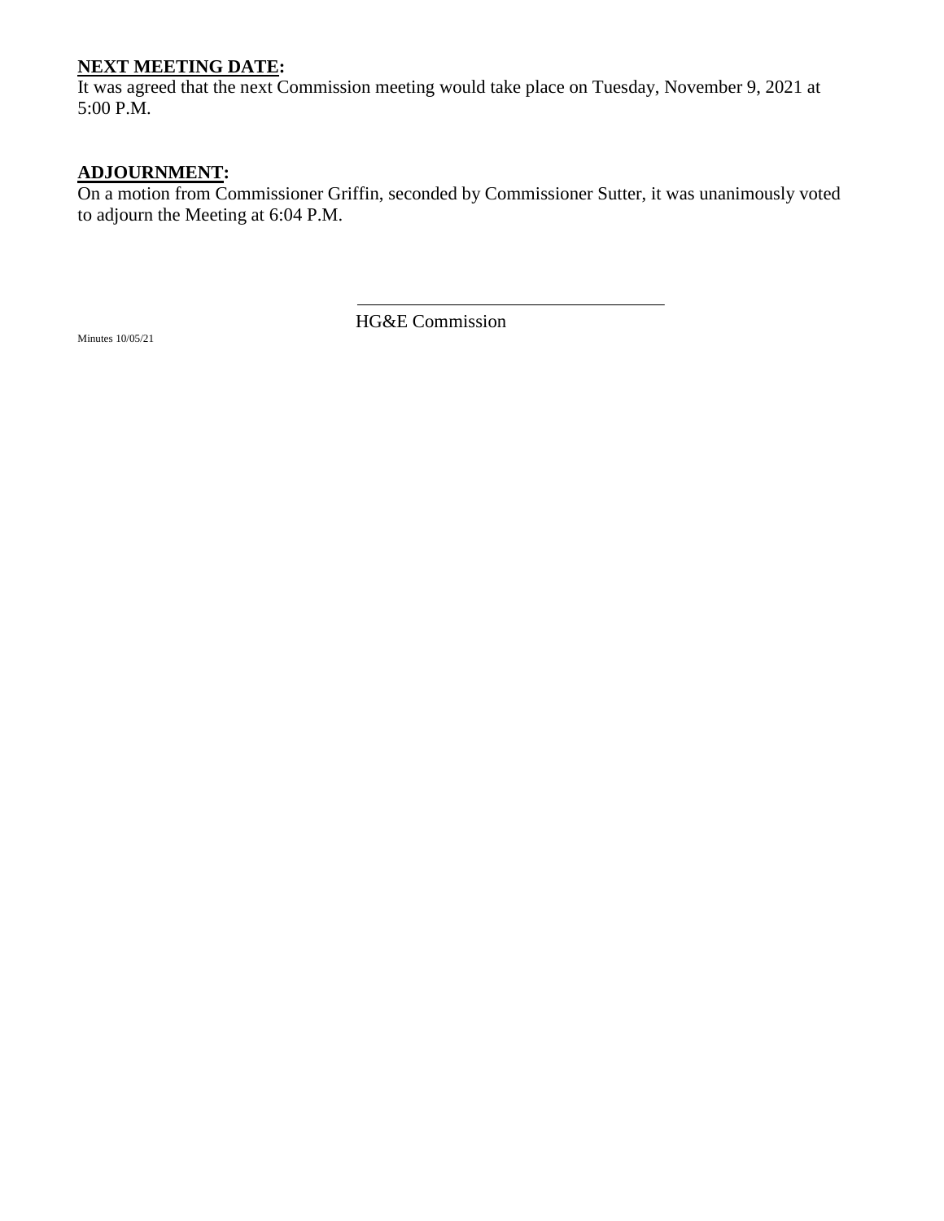**NEXT MEETING DATE:**
It was agreed that the next Commission meeting would take place on Tuesday, November 9, 2021 at 5:00 P.M.

**ADJOURNMENT:**
On a motion from Commissioner Griffin, seconded by Commissioner Sutter, it was unanimously voted to adjourn the Meeting at 6:04 P.M.

\_\_\_\_\_\_\_\_\_\_\_\_\_\_\_\_\_\_\_\_\_\_\_\_\_\_\_\_\_\_\_\_\_\_\_

HG&E Commission

Minutes 10/05/21